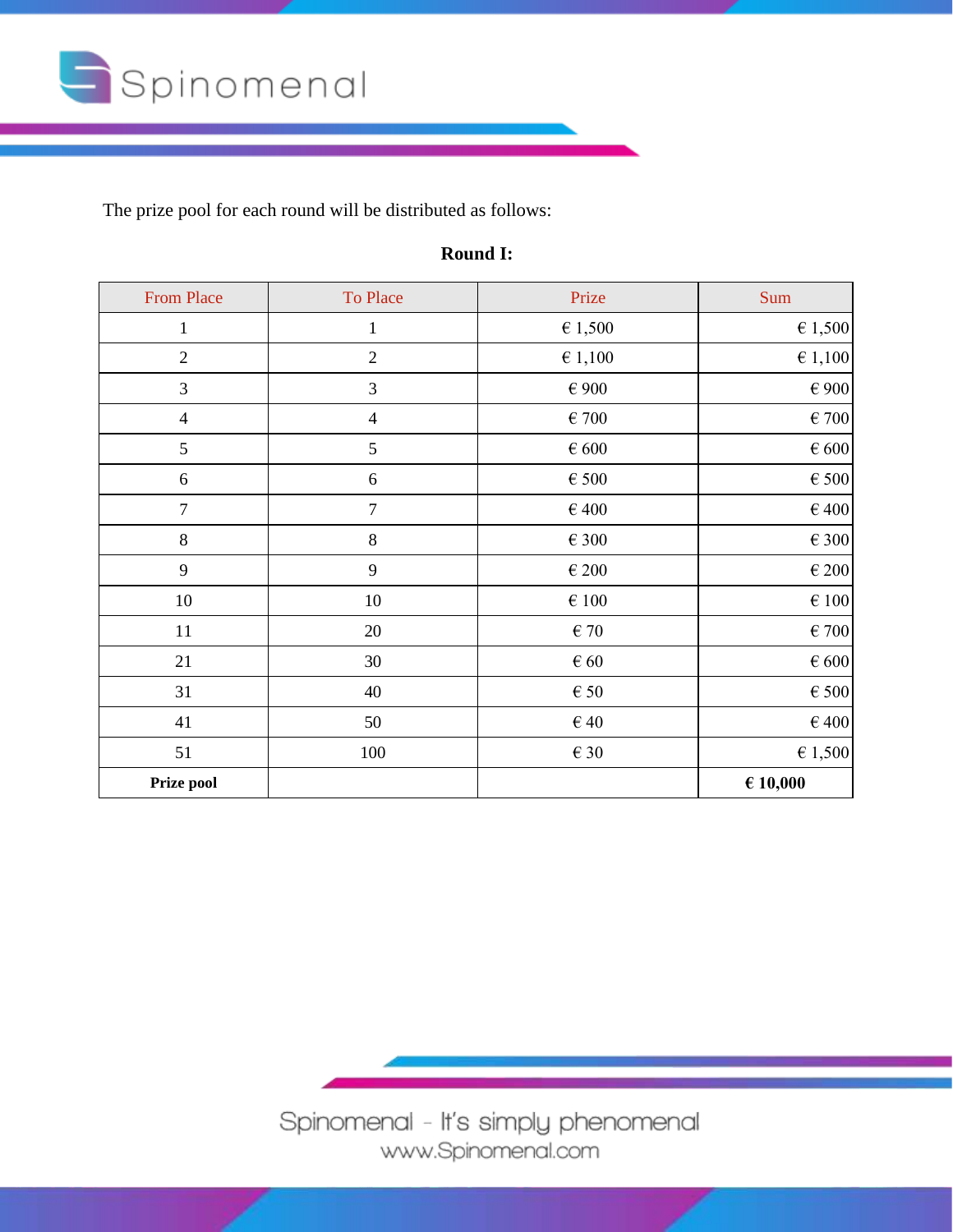The prize pool for each round will be distributed as follows:

**Round I:**

| From Place | To Place | Prize | Sum |
|---|---|---|---|
| 1 | 1 | € 1,500 | € 1,500 |
| 2 | 2 | € 1,100 | € 1,100 |
| 3 | 3 | € 900 | € 900 |
| 4 | 4 | € 700 | € 700 |
| 5 | 5 | € 600 | € 600 |
| 6 | 6 | € 500 | € 500 |
| 7 | 7 | € 400 | € 400 |
| 8 | 8 | € 300 | € 300 |
| 9 | 9 | € 200 | € 200 |
| 10 | 10 | € 100 | € 100 |
| 11 | 20 | € 70 | € 700 |
| 21 | 30 | € 60 | € 600 |
| 31 | 40 | € 50 | € 500 |
| 41 | 50 | € 40 | € 400 |
| 51 | 100 | € 30 | € 1,500 |
| **Prize pool** | | | **€ 10,000** |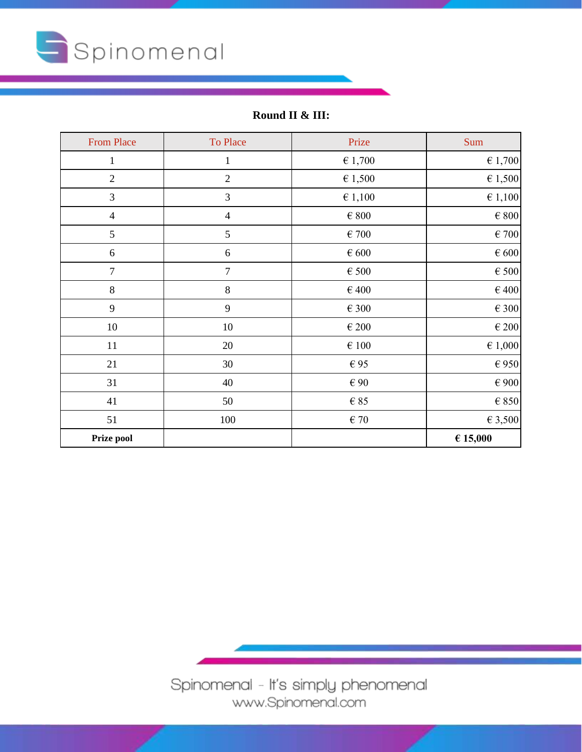**Round II & III:**

| From Place | To Place | Prize | Sum |
|---|---|---|---|
| 1 | 1 | € 1,700 | € 1,700 |
| 2 | 2 | € 1,500 | € 1,500 |
| 3 | 3 | € 1,100 | € 1,100 |
| 4 | 4 | € 800 | € 800 |
| 5 | 5 | € 700 | € 700 |
| 6 | 6 | € 600 | € 600 |
| 7 | 7 | € 500 | € 500 |
| 8 | 8 | € 400 | € 400 |
| 9 | 9 | € 300 | € 300 |
| 10 | 10 | € 200 | € 200 |
| 11 | 20 | € 100 | € 1,000 |
| 21 | 30 | € 95 | € 950 |
| 31 | 40 | € 90 | € 900 |
| 41 | 50 | € 85 | € 850 |
| 51 | 100 | € 70 | € 3,500 |
| **Prize pool** | | | **€ 15,000** |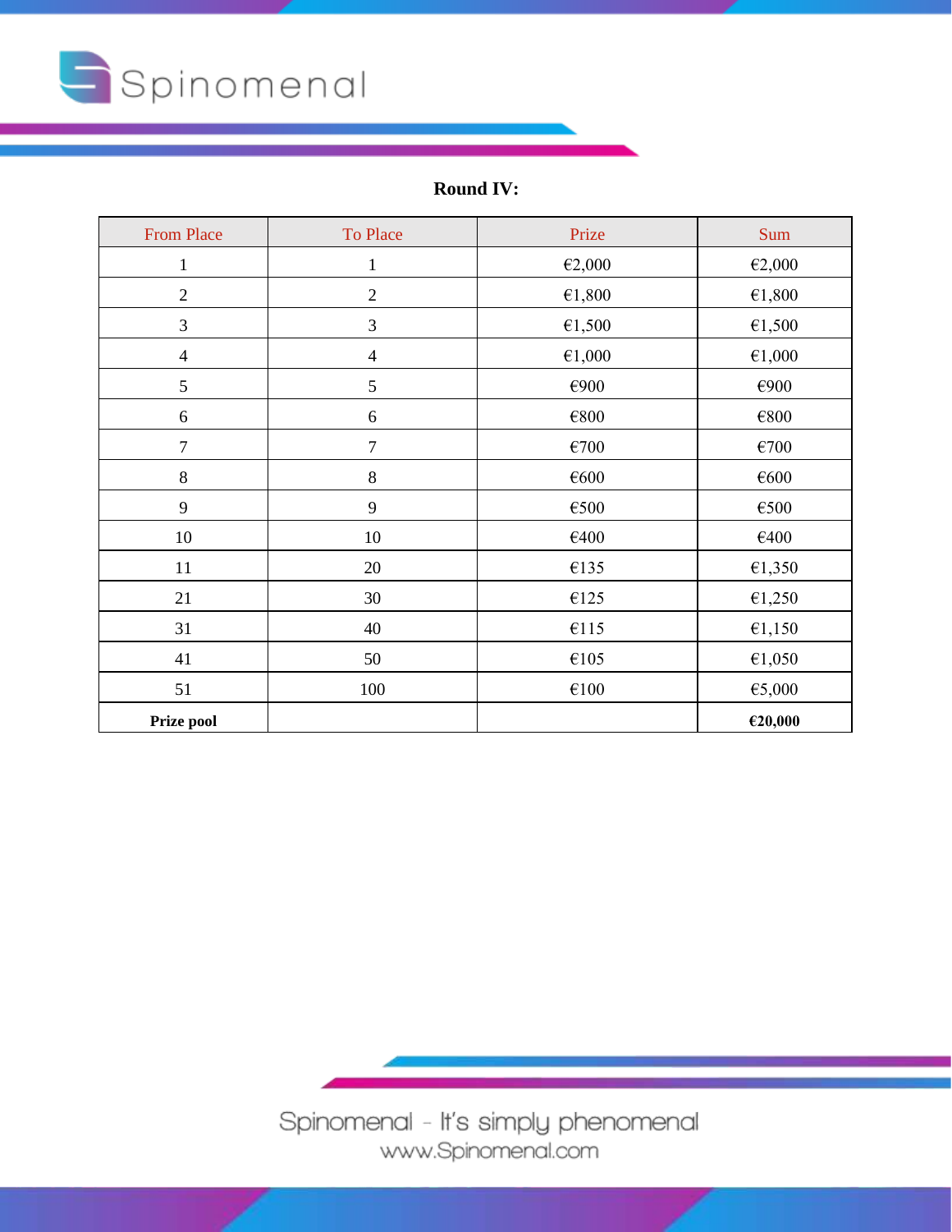**Round IV:**

| From Place | To Place | Prize | Sum |
|---|---|---|---|
| 1 | 1 | €2,000 | €2,000 |
| 2 | 2 | €1,800 | €1,800 |
| 3 | 3 | €1,500 | €1,500 |
| 4 | 4 | €1,000 | €1,000 |
| 5 | 5 | €900 | €900 |
| 6 | 6 | €800 | €800 |
| 7 | 7 | €700 | €700 |
| 8 | 8 | €600 | €600 |
| 9 | 9 | €500 | €500 |
| 10 | 10 | €400 | €400 |
| 11 | 20 | €135 | €1,350 |
| 21 | 30 | €125 | €1,250 |
| 31 | 40 | €115 | €1,150 |
| 41 | 50 | €105 | €1,050 |
| 51 | 100 | €100 | €5,000 |
| **Prize pool** | | | **€20,000** |